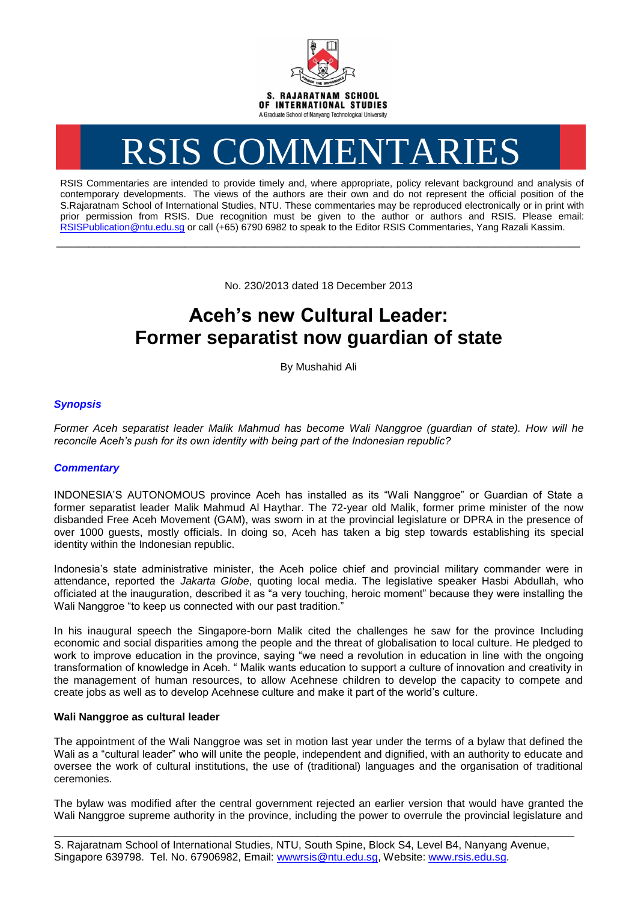S. RAJARATNAM SCHOOL OF INTERNATIONAL STUDIES
A Graduate School of Nanyang Technological University

# RSIS COMMENTARIES

RSIS Commentaries are intended to provide timely and, where appropriate, policy relevant background and analysis of contemporary developments. The views of the authors are their own and do not represent the official position of the S.Rajaratnam School of International Studies, NTU. These commentaries may be reproduced electronically or in print with prior permission from RSIS. Due recognition must be given to the author or authors and RSIS. Please email: RSISPublication@ntu.edu.sg or call (+65) 6790 6982 to speak to the Editor RSIS Commentaries, Yang Razali Kassim.

---

No. 230/2013 dated 18 December 2013

# Aceh's new Cultural Leader: Former separatist now guardian of state

By Mushahid Ali

### *Synopsis*

*Former Aceh separatist leader Malik Mahmud has become Wali Nanggroe (guardian of state). How will he reconcile Aceh's push for its own identity with being part of the Indonesian republic?*

### *Commentary*

INDONESIA'S AUTONOMOUS province Aceh has installed as its "Wali Nanggroe" or Guardian of State a former separatist leader Malik Mahmud Al Haythar. The 72-year old Malik, former prime minister of the now disbanded Free Aceh Movement (GAM), was sworn in at the provincial legislature or DPRA in the presence of over 1000 guests, mostly officials. In doing so, Aceh has taken a big step towards establishing its special identity within the Indonesian republic.

Indonesia's state administrative minister, the Aceh police chief and provincial military commander were in attendance, reported the *Jakarta Globe*, quoting local media. The legislative speaker Hasbi Abdullah, who officiated at the inauguration, described it as "a very touching, heroic moment" because they were installing the Wali Nanggroe "to keep us connected with our past tradition."

In his inaugural speech the Singapore-born Malik cited the challenges he saw for the province Including economic and social disparities among the people and the threat of globalisation to local culture. He pledged to work to improve education in the province, saying "we need a revolution in education in line with the ongoing transformation of knowledge in Aceh. " Malik wants education to support a culture of innovation and creativity in the management of human resources, to allow Acehnese children to develop the capacity to compete and create jobs as well as to develop Acehnese culture and make it part of the world's culture.

**Wali Nanggroe as cultural leader**

The appointment of the Wali Nanggroe was set in motion last year under the terms of a bylaw that defined the Wali as a "cultural leader" who will unite the people, independent and dignified, with an authority to educate and oversee the work of cultural institutions, the use of (traditional) languages and the organisation of traditional ceremonies.

The bylaw was modified after the central government rejected an earlier version that would have granted the Wali Nanggroe supreme authority in the province, including the power to overrule the provincial legislature and

---

S. Rajaratnam School of International Studies, NTU, South Spine, Block S4, Level B4, Nanyang Avenue, Singapore 639798. Tel. No. 67906982, Email: wwwrsis@ntu.edu.sg, Website: www.rsis.edu.sg.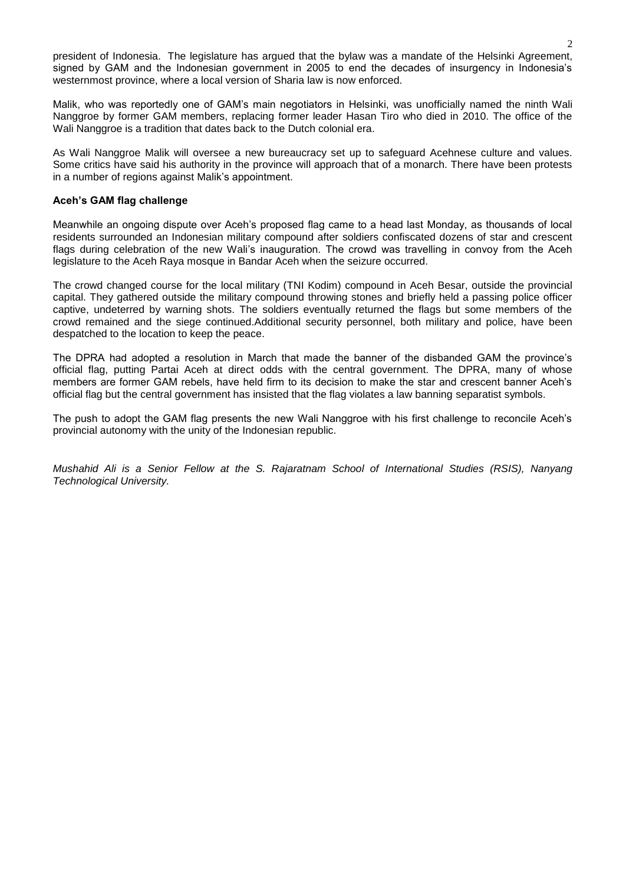president of Indonesia. The legislature has argued that the bylaw was a mandate of the Helsinki Agreement, signed by GAM and the Indonesian government in 2005 to end the decades of insurgency in Indonesia's westernmost province, where a local version of Sharia law is now enforced.

Malik, who was reportedly one of GAM's main negotiators in Helsinki, was unofficially named the ninth Wali Nanggroe by former GAM members, replacing former leader Hasan Tiro who died in 2010. The office of the Wali Nanggroe is a tradition that dates back to the Dutch colonial era.

As Wali Nanggroe Malik will oversee a new bureaucracy set up to safeguard Acehnese culture and values. Some critics have said his authority in the province will approach that of a monarch. There have been protests in a number of regions against Malik's appointment.

**Aceh's GAM flag challenge**

Meanwhile an ongoing dispute over Aceh's proposed flag came to a head last Monday, as thousands of local residents surrounded an Indonesian military compound after soldiers confiscated dozens of star and crescent flags during celebration of the new Wali's inauguration. The crowd was travelling in convoy from the Aceh legislature to the Aceh Raya mosque in Bandar Aceh when the seizure occurred.

The crowd changed course for the local military (TNI Kodim) compound in Aceh Besar, outside the provincial capital. They gathered outside the military compound throwing stones and briefly held a passing police officer captive, undeterred by warning shots. The soldiers eventually returned the flags but some members of the crowd remained and the siege continued.Additional security personnel, both military and police, have been despatched to the location to keep the peace.

The DPRA had adopted a resolution in March that made the banner of the disbanded GAM the province's official flag, putting Partai Aceh at direct odds with the central government. The DPRA, many of whose members are former GAM rebels, have held firm to its decision to make the star and crescent banner Aceh's official flag but the central government has insisted that the flag violates a law banning separatist symbols.

The push to adopt the GAM flag presents the new Wali Nanggroe with his first challenge to reconcile Aceh's provincial autonomy with the unity of the Indonesian republic.

*Mushahid Ali is a Senior Fellow at the S. Rajaratnam School of International Studies (RSIS), Nanyang Technological University.*